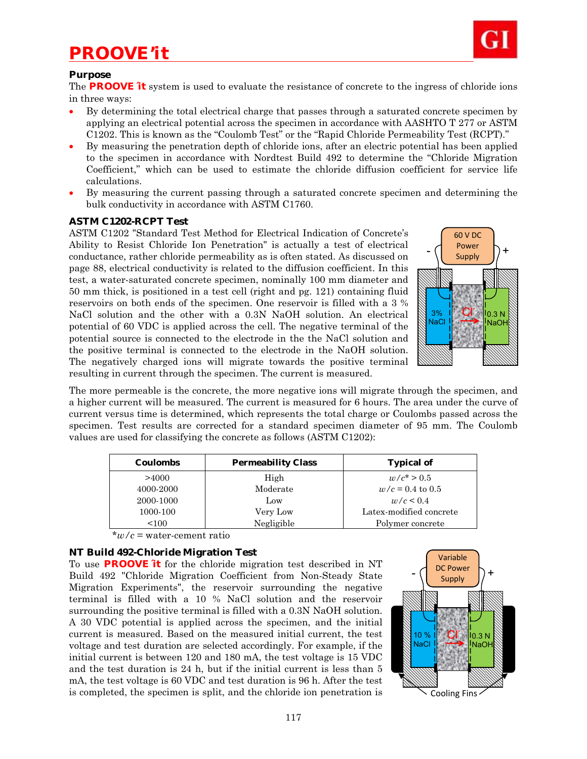# PROOVE'it

**Purpose**

The **PROOVE'it** system is used to evaluate the resistance of concrete to the ingress of chloride ions in three ways:

- By determining the total electrical charge that passes through a saturated concrete specimen by applying an electrical potential across the specimen in accordance with AASHTO T 277 or ASTM C1202. This is known as the "Coulomb Test" or the "Rapid Chloride Permeability Test (RCPT)."
- By measuring the penetration depth of chloride ions, after an electric potential has been applied to the specimen in accordance with Nordtest Build 492 to determine the "Chloride Migration Coefficient," which can be used to estimate the chloride diffusion coefficient for service life calculations.
- By measuring the current passing through a saturated concrete specimen and determining the bulk conductivity in accordance with ASTM C1760.

## ASTM C1202-RCPT Test

ASTM C1202 "Standard Test Method for Electrical Indication of Concrete's Ability to Resist Chloride Ion Penetration" is actually a test of electrical conductance, rather chloride permeability as is often stated. As discussed on page 88, electrical conductivity is related to the diffusion coefficient. In this test, a water-saturated concrete specimen, nominally 100 mm diameter and 50 mm thick, is positioned in a test cell (right and pg. 121) containing fluid reservoirs on both ends of the specimen. One reservoir is filled with a 3 % NaCl solution and the other with a 0.3N NaOH solution. An electrical potential of 60 VDC is applied across the cell. The negative terminal of the potential source is connected to the electrode in the the NaCl solution and the positive terminal is connected to the electrode in the NaOH solution. The negatively charged ions will migrate towards the positive terminal resulting in current through the specimen. The current is measured.

60 V DC Power Supply; 3% NaCl; $Cl^-$; 0.3 N NaOH

The more permeable is the concrete, the more negative ions will migrate through the specimen, and a higher current will be measured. The current is measured for 6 hours. The area under the curve of current versus time is determined, which represents the total charge or Coulombs passed across the specimen. Test results are corrected for a standard specimen diameter of 95 mm. The Coulomb values are used for classifying the concrete as follows (ASTM C1202):

| Coulombs | Permeability Class | Typical of |
|---|---|---|
| >4000 | High | $w/c^* > 0.5$ |
| 4000-2000 | Moderate | $w/c$ = 0.4 to 0.5 |
| 2000-1000 | Low | $w/c < 0.4$ |
| 1000-100 | Very Low | Latex-modified concrete |
| <100 | Negligible | Polymer concrete |

*$w/c$ = water-cement ratio

## NT Build 492-Chloride Migration Test

To use **PROOVE'it** for the chloride migration test described in NT Build 492 "Chloride Migration Coefficient from Non-Steady State Migration Experiments", the reservoir surrounding the negative terminal is filled with a 10 % NaCl solution and the reservoir surrounding the positive terminal is filled with a 0.3N NaOH solution. A 30 VDC potential is applied across the specimen, and the initial current is measured. Based on the measured initial current, the test voltage and test duration are selected accordingly. For example, if the initial current is between 120 and 180 mA, the test voltage is 15 VDC and the test duration is 24 h, but if the initial current is less than 5 mA, the test voltage is 60 VDC and test duration is 96 h. After the test is completed, the specimen is split, and the chloride ion penetration is

Variable DC Power Supply; 10 % NaCl; $Cl^-$; 0.3 N NaOH; Cooling Fins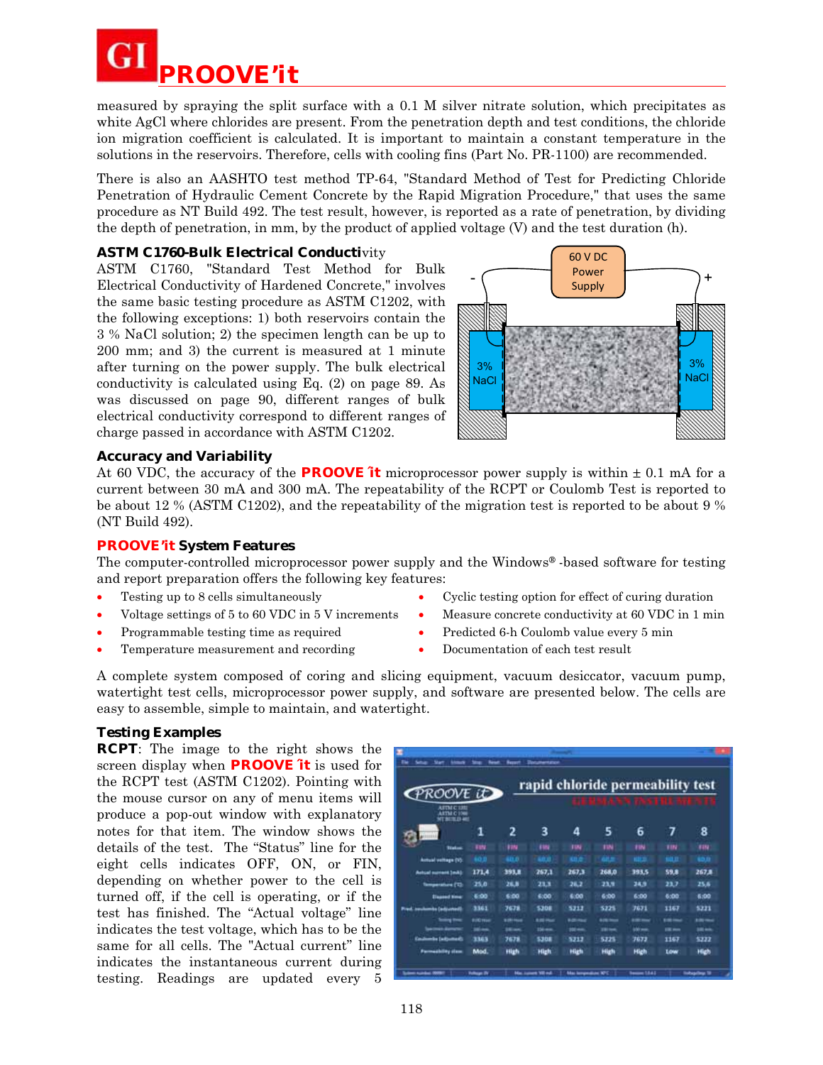measured by spraying the split surface with a 0.1 M silver nitrate solution, which precipitates as white AgCl where chlorides are present. From the penetration depth and test conditions, the chloride ion migration coefficient is calculated. It is important to maintain a constant temperature in the solutions in the reservoirs. Therefore, cells with cooling fins (Part No. PR-1100) are recommended.

There is also an AASHTO test method TP-64, "Standard Method of Test for Predicting Chloride Penetration of Hydraulic Cement Concrete by the Rapid Migration Procedure," that uses the same procedure as NT Build 492. The test result, however, is reported as a rate of penetration, by dividing the depth of penetration, in mm, by the product of applied voltage (V) and the test duration (h).

### ASTM C1760-Bulk Electrical Conductivity

ASTM C1760, "Standard Test Method for Bulk Electrical Conductivity of Hardened Concrete," involves the same basic testing procedure as ASTM C1202, with the following exceptions: 1) both reservoirs contain the 3 % NaCl solution; 2) the specimen length can be up to 200 mm; and 3) the current is measured at 1 minute after turning on the power supply. The bulk electrical conductivity is calculated using Eq. (2) on page 89. As was discussed on page 90, different ranges of bulk electrical conductivity correspond to different ranges of charge passed in accordance with ASTM C1202.

60 V DC Power Supply

\- +

3% NaCl   3% NaCl

### Accuracy and Variability

At 60 VDC, the accuracy of the **PROOVE´it** microprocessor power supply is within ± 0.1 mA for a current between 30 mA and 300 mA. The repeatability of the RCPT or Coulomb Test is reported to be about 12 % (ASTM C1202), and the repeatability of the migration test is reported to be about 9 % (NT Build 492).

### PROOVE´it System Features

The computer-controlled microprocessor power supply and the Windows® -based software for testing and report preparation offers the following key features:

- Testing up to 8 cells simultaneously
- Voltage settings of 5 to 60 VDC in 5 V increments
- Programmable testing time as required
- Temperature measurement and recording
- Cyclic testing option for effect of curing duration
- Measure concrete conductivity at 60 VDC in 1 min
- Predicted 6-h Coulomb value every 5 min
- Documentation of each test result

A complete system composed of coring and slicing equipment, vacuum desiccator, vacuum pump, watertight test cells, microprocessor power supply, and software are presented below. The cells are easy to assemble, simple to maintain, and watertight.

### Testing Examples

**RCPT**: The image to the right shows the screen display when **PROOVE´it** is used for the RCPT test (ASTM C1202). Pointing with the mouse cursor on any of menu items will produce a pop-out window with explanatory notes for that item. The window shows the details of the test. The "Status" line for the eight cells indicates OFF, ON, or FIN, depending on whether power to the cell is turned off, if the cell is operating, or if the test has finished. The "Actual voltage" line indicates the test voltage, which has to be the same for all cells. The "Actual current" line indicates the instantaneous current during testing. Readings are updated every 5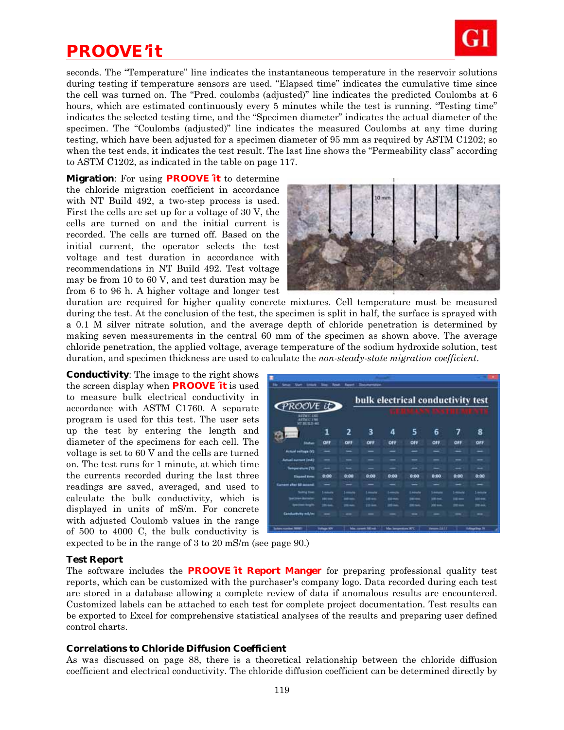seconds. The "Temperature" line indicates the instantaneous temperature in the reservoir solutions during testing if temperature sensors are used. "Elapsed time" indicates the cumulative time since the cell was turned on. The "Pred. coulombs (adjusted)" line indicates the predicted Coulombs at 6 hours, which are estimated continuously every 5 minutes while the test is running. "Testing time" indicates the selected testing time, and the "Specimen diameter" indicates the actual diameter of the specimen. The "Coulombs (adjusted)" line indicates the measured Coulombs at any time during testing, which have been adjusted for a specimen diameter of 95 mm as required by ASTM C1202; so when the test ends, it indicates the test result. The last line shows the "Permeability class" according to ASTM C1202, as indicated in the table on page 117.

**Migration**: For using **PROOVE ′it** to determine the chloride migration coefficient in accordance with NT Build 492, a two-step process is used. First the cells are set up for a voltage of 30 V, the cells are turned on and the initial current is recorded. The cells are turned off. Based on the initial current, the operator selects the test voltage and test duration in accordance with recommendations in NT Build 492. Test voltage may be from 10 to 60 V, and test duration may be from 6 to 96 h. A higher voltage and longer test duration are required for higher quality concrete mixtures. Cell temperature must be measured during the test. At the conclusion of the test, the specimen is split in half, the surface is sprayed with a 0.1 M silver nitrate solution, and the average depth of chloride penetration is determined by making seven measurements in the central 60 mm of the specimen as shown above. The average chloride penetration, the applied voltage, average temperature of the sodium hydroxide solution, test duration, and specimen thickness are used to calculate the *non-steady-state migration coefficient*.

**Conductivity**: The image to the right shows the screen display when **PROOVE ′it** is used to measure bulk electrical conductivity in accordance with ASTM C1760. A separate program is used for this test. The user sets up the test by entering the length and diameter of the specimens for each cell. The voltage is set to 60 V and the cells are turned on. The test runs for 1 minute, at which time the currents recorded during the last three readings are saved, averaged, and used to calculate the bulk conductivity, which is displayed in units of mS/m. For concrete with adjusted Coulomb values in the range of 500 to 4000 C, the bulk conductivity is expected to be in the range of 3 to 20 mS/m (see page 90.)

### Test Report

The software includes the **PROOVE ′it Report Manger** for preparing professional quality test reports, which can be customized with the purchaser's company logo. Data recorded during each test are stored in a database allowing a complete review of data if anomalous results are encountered. Customized labels can be attached to each test for complete project documentation. Test results can be exported to Excel for comprehensive statistical analyses of the results and preparing user defined control charts.

### Correlations to Chloride Diffusion Coefficient

As was discussed on page 88, there is a theoretical relationship between the chloride diffusion coefficient and electrical conductivity. The chloride diffusion coefficient can be determined directly by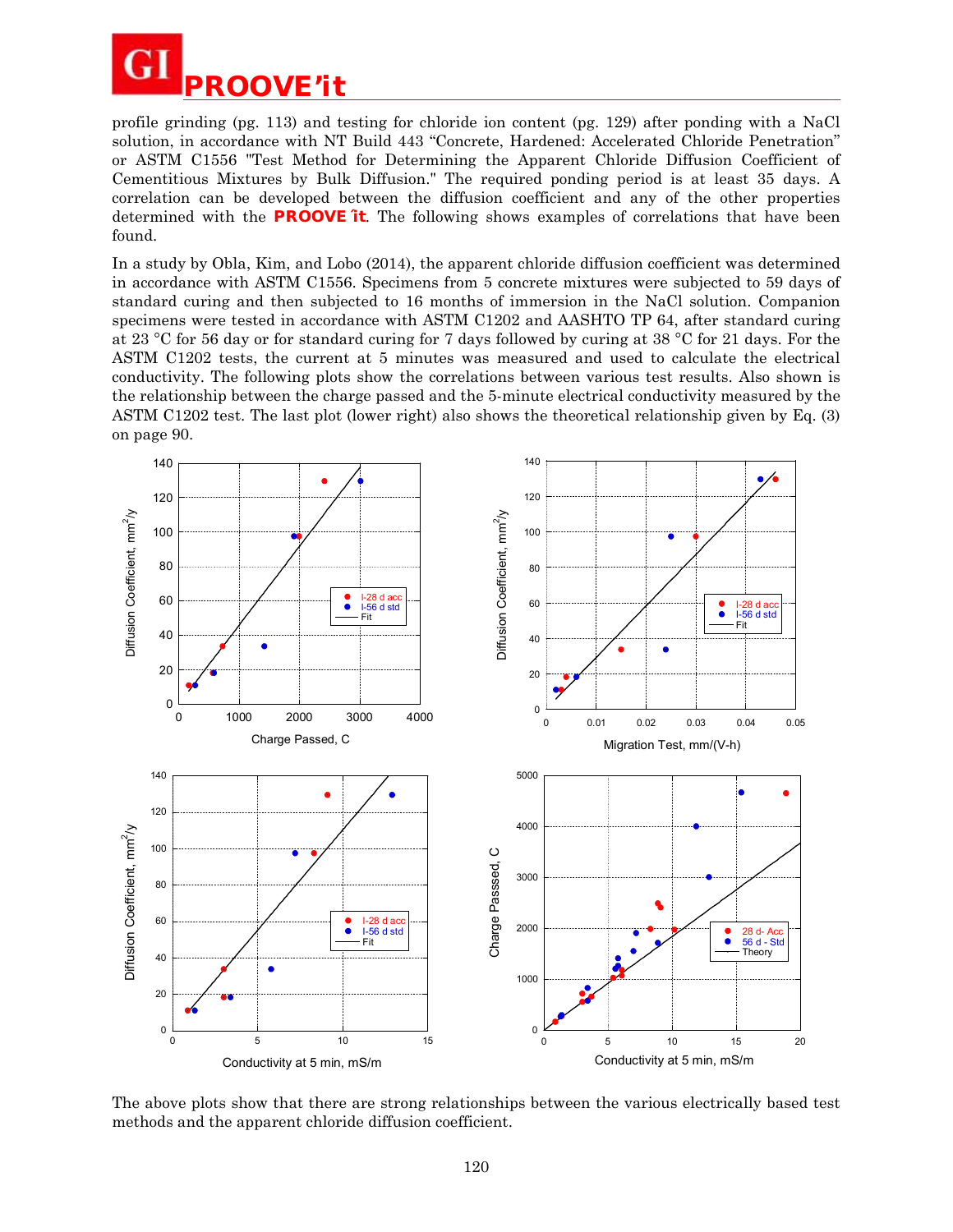profile grinding (pg. 113) and testing for chloride ion content (pg. 129) after ponding with a NaCl solution, in accordance with NT Build 443 "Concrete, Hardened: Accelerated Chloride Penetration" or ASTM C1556 "Test Method for Determining the Apparent Chloride Diffusion Coefficient of Cementitious Mixtures by Bulk Diffusion." The required ponding period is at least 35 days. A correlation can be developed between the diffusion coefficient and any of the other properties determined with the **PROOVE'it**. The following shows examples of correlations that have been found.

In a study by Obla, Kim, and Lobo (2014), the apparent chloride diffusion coefficient was determined in accordance with ASTM C1556. Specimens from 5 concrete mixtures were subjected to 59 days of standard curing and then subjected to 16 months of immersion in the NaCl solution. Companion specimens were tested in accordance with ASTM C1202 and AASHTO TP 64, after standard curing at 23 °C for 56 day or for standard curing for 7 days followed by curing at 38 °C for 21 days. For the ASTM C1202 tests, the current at 5 minutes was measured and used to calculate the electrical conductivity. The following plots show the correlations between various test results. Also shown is the relationship between the charge passed and the 5-minute electrical conductivity measured by the ASTM C1202 test. The last plot (lower right) also shows the theoretical relationship given by Eq. (3) on page 90.

The above plots show that there are strong relationships between the various electrically based test methods and the apparent chloride diffusion coefficient.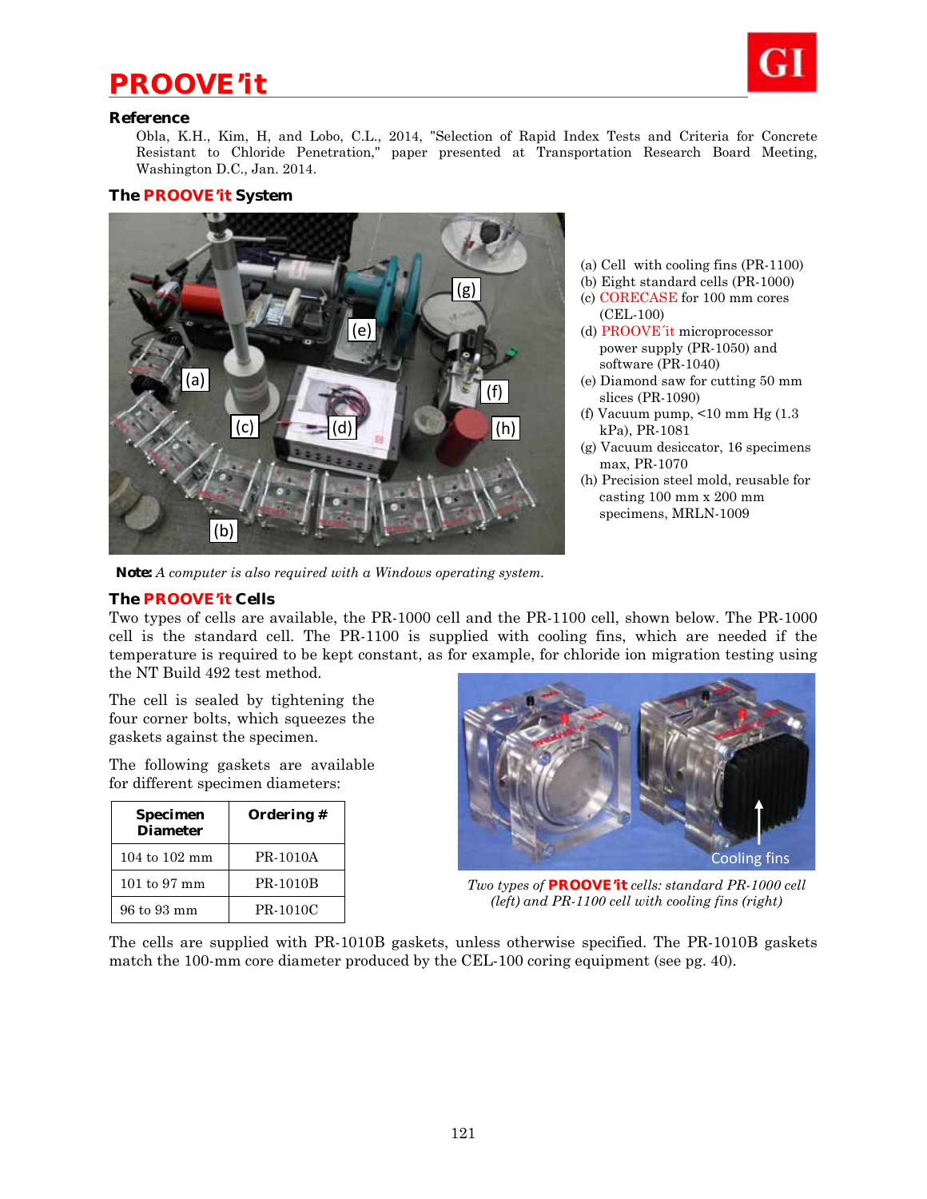## Reference

Obla, K.H., Kim, H, and Lobo, C.L., 2014, "Selection of Rapid Index Tests and Criteria for Concrete Resistant to Chloride Penetration," paper presented at Transportation Research Board Meeting, Washington D.C., Jan. 2014.

## The PROOVE'it System

(a) Cell with cooling fins (PR-1100)
(b) Eight standard cells (PR-1000)
(c) CORECASE for 100 mm cores (CEL-100)
(d) PROOVE´it microprocessor power supply (PR-1050) and software (PR-1040)
(e) Diamond saw for cutting 50 mm slices (PR-1090)
(f) Vacuum pump, <10 mm Hg (1.3 kPa), PR-1081
(g) Vacuum desiccator, 16 specimens max, PR-1070
(h) Precision steel mold, reusable for casting 100 mm x 200 mm specimens, MRLN-1009

**Note:** *A computer is also required with a Windows operating system.*

## The PROOVE'it Cells

Two types of cells are available, the PR-1000 cell and the PR-1100 cell, shown below. The PR-1000 cell is the standard cell. The PR-1100 is supplied with cooling fins, which are needed if the temperature is required to be kept constant, as for example, for chloride ion migration testing using the NT Build 492 test method.

The cell is sealed by tightening the four corner bolts, which squeezes the gaskets against the specimen.

The following gaskets are available for different specimen diameters:

| Specimen Diameter | Ordering # |
|---|---|
| 104 to 102 mm | PR-1010A |
| 101 to 97 mm | PR-1010B |
| 96 to 93 mm | PR-1010C |

*Two types of PROOVE'it cells: standard PR-1000 cell (left) and PR-1100 cell with cooling fins (right)*

The cells are supplied with PR-1010B gaskets, unless otherwise specified. The PR-1010B gaskets match the 100-mm core diameter produced by the CEL-100 coring equipment (see pg. 40).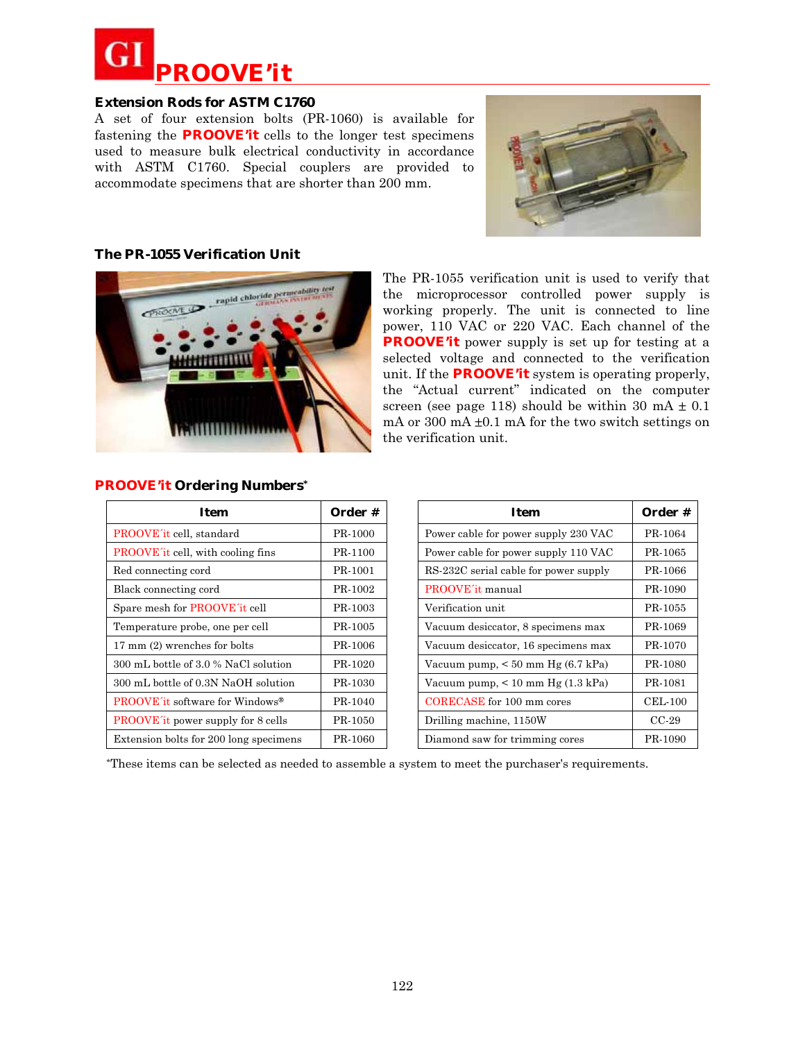# GI PROOVE'it

### Extension Rods for ASTM C1760

A set of four extension bolts (PR-1060) is available for fastening the **PROOVE'it** cells to the longer test specimens used to measure bulk electrical conductivity in accordance with ASTM C1760. Special couplers are provided to accommodate specimens that are shorter than 200 mm.

### The PR-1055 Verification Unit

The PR-1055 verification unit is used to verify that the microprocessor controlled power supply is working properly. The unit is connected to line power, 110 VAC or 220 VAC. Each channel of the **PROOVE'it** power supply is set up for testing at a selected voltage and connected to the verification unit. If the **PROOVE'it** system is operating properly, the "Actual current" indicated on the computer screen (see page 118) should be within 30 mA ± 0.1 mA or 300 mA ±0.1 mA for the two switch settings on the verification unit.

### PROOVE'it Ordering Numbers*

| Item | Order # |
|---|---|
| PROOVE´it cell, standard | PR-1000 |
| PROOVE´it cell, with cooling fins | PR-1100 |
| Red connecting cord | PR-1001 |
| Black connecting cord | PR-1002 |
| Spare mesh for PROOVE´it cell | PR-1003 |
| Temperature probe, one per cell | PR-1005 |
| 17 mm (2) wrenches for bolts | PR-1006 |
| 300 mL bottle of 3.0 % NaCl solution | PR-1020 |
| 300 mL bottle of 0.3N NaOH solution | PR-1030 |
| PROOVE´it software for Windows® | PR-1040 |
| PROOVE´it power supply for 8 cells | PR-1050 |
| Extension bolts for 200 long specimens | PR-1060 |

| Item | Order # |
|---|---|
| Power cable for power supply 230 VAC | PR-1064 |
| Power cable for power supply 110 VAC | PR-1065 |
| RS-232C serial cable for power supply | PR-1066 |
| PROOVE´it manual | PR-1090 |
| Verification unit | PR-1055 |
| Vacuum desiccator, 8 specimens max | PR-1069 |
| Vacuum desiccator, 16 specimens max | PR-1070 |
| Vacuum pump, < 50 mm Hg (6.7 kPa) | PR-1080 |
| Vacuum pump, < 10 mm Hg (1.3 kPa) | PR-1081 |
| CORECASE for 100 mm cores | CEL-100 |
| Drilling machine, 1150W | CC-29 |
| Diamond saw for trimming cores | PR-1090 |

*These items can be selected as needed to assemble a system to meet the purchaser's requirements.